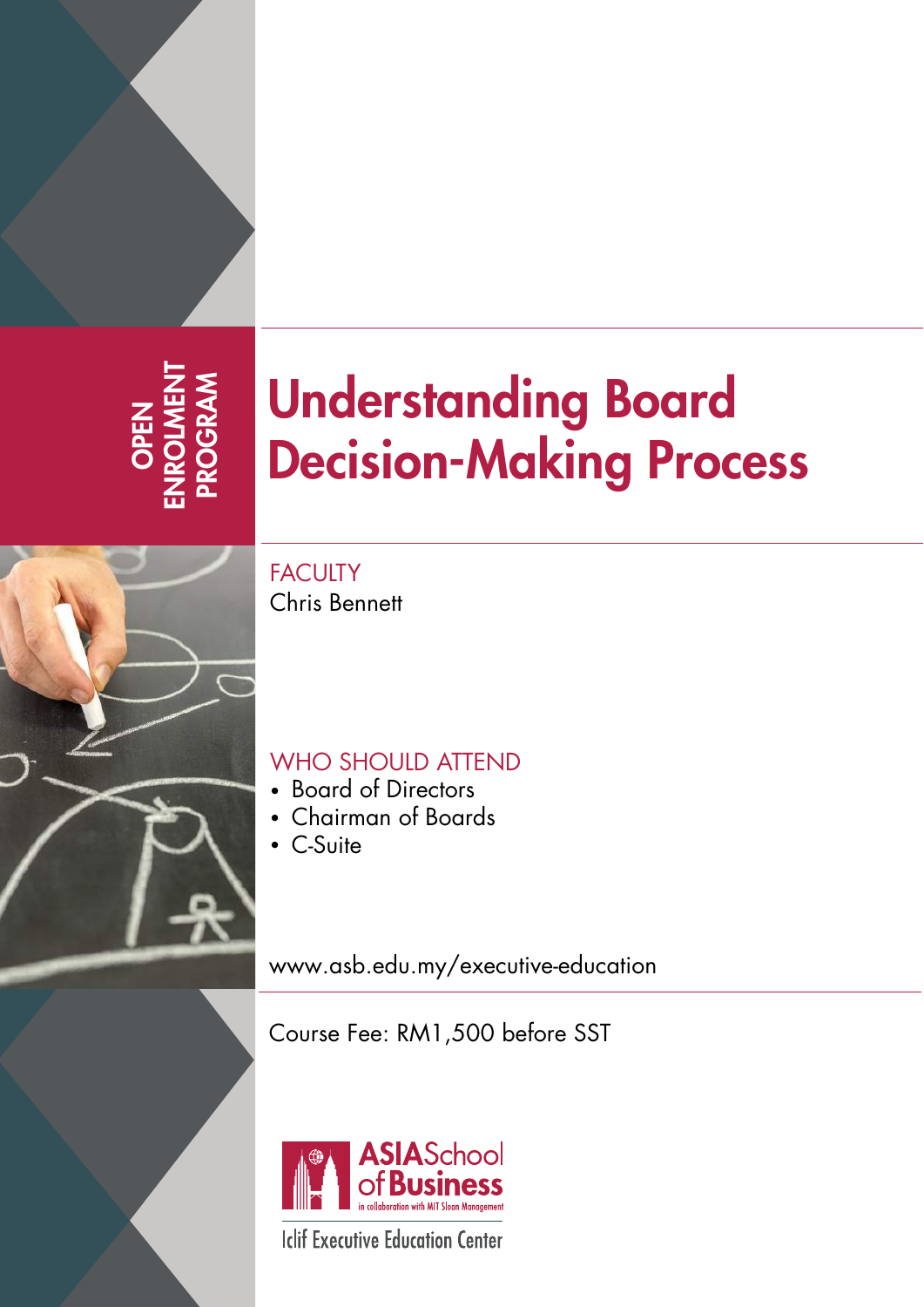OPEN ENROLMENT PROGRAM

# Understanding Board Decision-Making Process

## FACULTY

Chris Bennett

## WHO SHOULD ATTEND

- Board of Directors
- Chairman of Boards
- C-Suite

www.asb.edu.my/executive-education

Course Fee: RM1,500 before SST

ASIA School of Business
in collaboration with MIT Sloan Management

Iclif Executive Education Center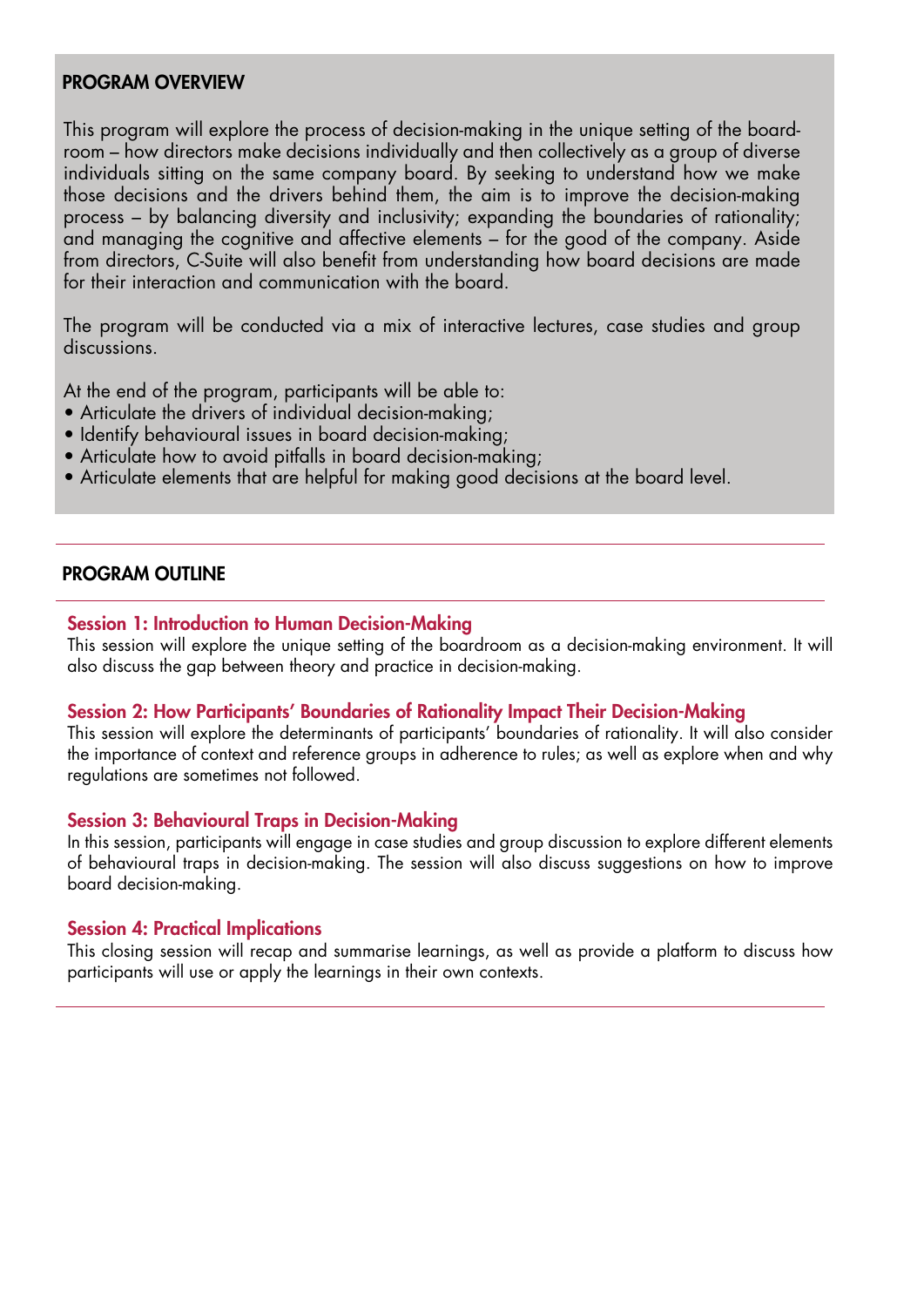## PROGRAM OVERVIEW

This program will explore the process of decision-making in the unique setting of the boardroom – how directors make decisions individually and then collectively as a group of diverse individuals sitting on the same company board. By seeking to understand how we make those decisions and the drivers behind them, the aim is to improve the decision-making process – by balancing diversity and inclusivity; expanding the boundaries of rationality; and managing the cognitive and affective elements – for the good of the company. Aside from directors, C-Suite will also benefit from understanding how board decisions are made for their interaction and communication with the board.

The program will be conducted via a mix of interactive lectures, case studies and group discussions.

At the end of the program, participants will be able to:

- Articulate the drivers of individual decision-making;
- Identify behavioural issues in board decision-making;
- Articulate how to avoid pitfalls in board decision-making;
- Articulate elements that are helpful for making good decisions at the board level.

## PROGRAM OUTLINE

### Session 1: Introduction to Human Decision-Making

This session will explore the unique setting of the boardroom as a decision-making environment. It will also discuss the gap between theory and practice in decision-making.

### Session 2: How Participants' Boundaries of Rationality Impact Their Decision-Making

This session will explore the determinants of participants' boundaries of rationality. It will also consider the importance of context and reference groups in adherence to rules; as well as explore when and why regulations are sometimes not followed.

### Session 3: Behavioural Traps in Decision-Making

In this session, participants will engage in case studies and group discussion to explore different elements of behavioural traps in decision-making. The session will also discuss suggestions on how to improve board decision-making.

### Session 4: Practical Implications

This closing session will recap and summarise learnings, as well as provide a platform to discuss how participants will use or apply the learnings in their own contexts.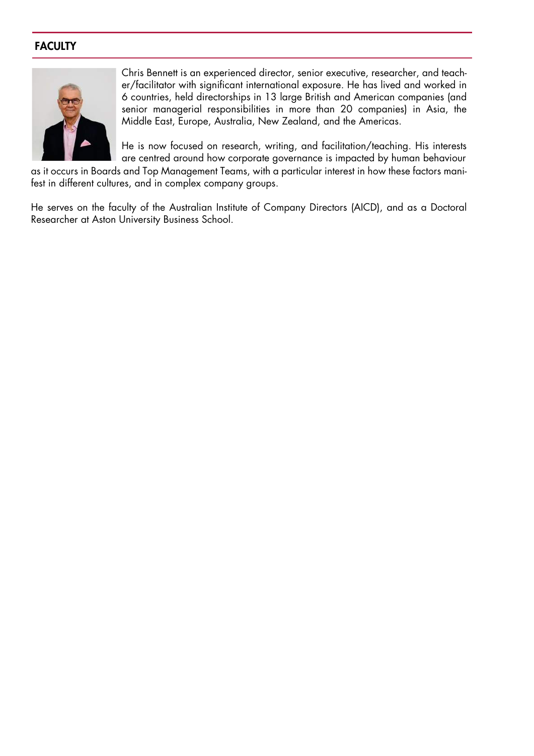## FACULTY

Chris Bennett is an experienced director, senior executive, researcher, and teacher/facilitator with significant international exposure. He has lived and worked in 6 countries, held directorships in 13 large British and American companies (and senior managerial responsibilities in more than 20 companies) in Asia, the Middle East, Europe, Australia, New Zealand, and the Americas.

He is now focused on research, writing, and facilitation/teaching. His interests are centred around how corporate governance is impacted by human behaviour as it occurs in Boards and Top Management Teams, with a particular interest in how these factors manifest in different cultures, and in complex company groups.

He serves on the faculty of the Australian Institute of Company Directors (AICD), and as a Doctoral Researcher at Aston University Business School.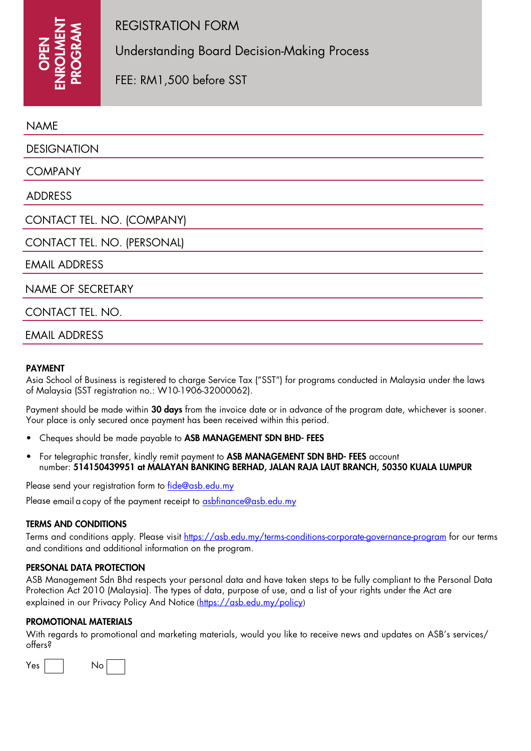OPEN ENROLMENT PROGRAM

# REGISTRATION FORM

## Understanding Board Decision-Making Process

FEE: RM1,500 before SST

NAME

DESIGNATION

COMPANY

ADDRESS

CONTACT TEL. NO. (COMPANY)

CONTACT TEL. NO. (PERSONAL)

EMAIL ADDRESS

NAME OF SECRETARY

CONTACT TEL. NO.

EMAIL ADDRESS

### PAYMENT

Asia School of Business is registered to charge Service Tax ("SST") for programs conducted in Malaysia under the laws of Malaysia (SST registration no.: W10-1906-32000062).

Payment should be made within **30 days** from the invoice date or in advance of the program date, whichever is sooner. Your place is only secured once payment has been received within this period.

- Cheques should be made payable to **ASB MANAGEMENT SDN BHD- FEES**
- For telegraphic transfer, kindly remit payment to **ASB MANAGEMENT SDN BHD- FEES** account number: **514150439951 at MALAYAN BANKING BERHAD, JALAN RAJA LAUT BRANCH, 50350 KUALA LUMPUR**

Please send your registration form to fide@asb.edu.my

Please email a copy of the payment receipt to asbfinance@asb.edu.my

### TERMS AND CONDITIONS

Terms and conditions apply. Please visit https://asb.edu.my/terms-conditions-corporate-governance-program for our terms and conditions and additional information on the program.

### PERSONAL DATA PROTECTION

ASB Management Sdn Bhd respects your personal data and have taken steps to be fully compliant to the Personal Data Protection Act 2010 (Malaysia). The types of data, purpose of use, and a list of your rights under the Act are explained in our Privacy Policy And Notice (https://asb.edu.my/policy)

### PROMOTIONAL MATERIALS

With regards to promotional and marketing materials, would you like to receive news and updates on ASB's services/ offers?

Yes ☐ No ☐